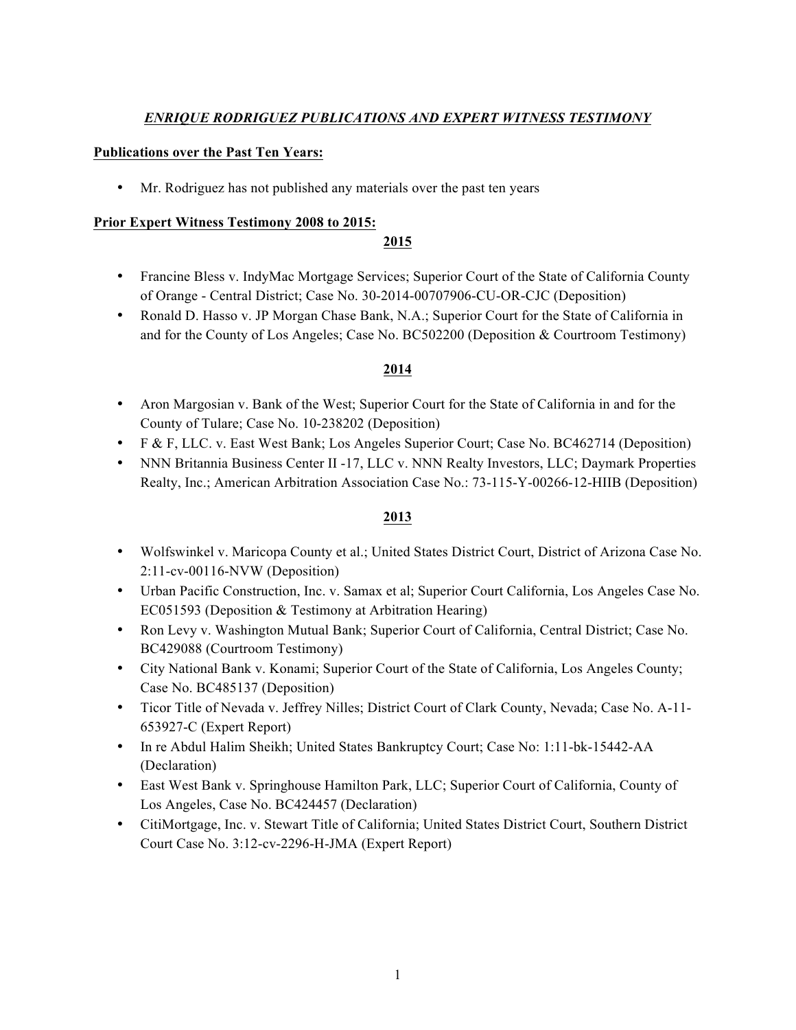# ***ENRIQUE RODRIGUEZ PUBLICATIONS AND EXPERT WITNESS TESTIMONY***

**Publications over the Past Ten Years:**

- Mr. Rodriguez has not published any materials over the past ten years

**Prior Expert Witness Testimony 2008 to 2015:**

**2015**

- Francine Bless v. IndyMac Mortgage Services; Superior Court of the State of California County of Orange - Central District; Case No. 30-2014-00707906-CU-OR-CJC (Deposition)
- Ronald D. Hasso v. JP Morgan Chase Bank, N.A.; Superior Court for the State of California in and for the County of Los Angeles; Case No. BC502200 (Deposition & Courtroom Testimony)

**2014**

- Aron Margosian v. Bank of the West; Superior Court for the State of California in and for the County of Tulare; Case No. 10-238202 (Deposition)
- F & F, LLC. v. East West Bank; Los Angeles Superior Court; Case No. BC462714 (Deposition)
- NNN Britannia Business Center II -17, LLC v. NNN Realty Investors, LLC; Daymark Properties Realty, Inc.; American Arbitration Association Case No.: 73-115-Y-00266-12-HIIB (Deposition)

**2013**

- Wolfswinkel v. Maricopa County et al.; United States District Court, District of Arizona Case No. 2:11-cv-00116-NVW (Deposition)
- Urban Pacific Construction, Inc. v. Samax et al; Superior Court California, Los Angeles Case No. EC051593 (Deposition & Testimony at Arbitration Hearing)
- Ron Levy v. Washington Mutual Bank; Superior Court of California, Central District; Case No. BC429088 (Courtroom Testimony)
- City National Bank v. Konami; Superior Court of the State of California, Los Angeles County; Case No. BC485137 (Deposition)
- Ticor Title of Nevada v. Jeffrey Nilles; District Court of Clark County, Nevada; Case No. A-11-653927-C (Expert Report)
- In re Abdul Halim Sheikh; United States Bankruptcy Court; Case No: 1:11-bk-15442-AA (Declaration)
- East West Bank v. Springhouse Hamilton Park, LLC; Superior Court of California, County of Los Angeles, Case No. BC424457 (Declaration)
- CitiMortgage, Inc. v. Stewart Title of California; United States District Court, Southern District Court Case No. 3:12-cv-2296-H-JMA (Expert Report)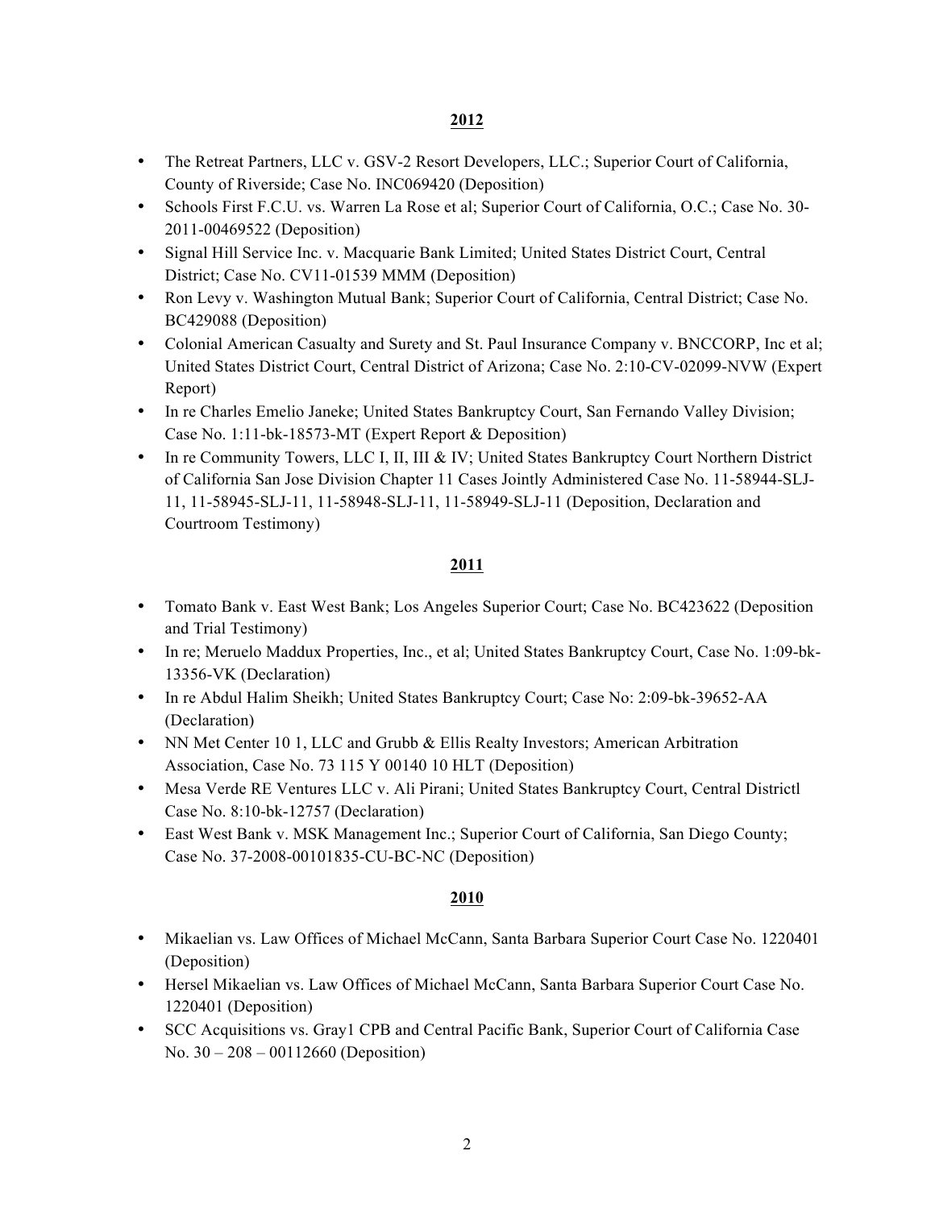## **2012**

- The Retreat Partners, LLC v. GSV-2 Resort Developers, LLC.; Superior Court of California, County of Riverside; Case No. INC069420 (Deposition)
- Schools First F.C.U. vs. Warren La Rose et al; Superior Court of California, O.C.; Case No. 30-2011-00469522 (Deposition)
- Signal Hill Service Inc. v. Macquarie Bank Limited; United States District Court, Central District; Case No. CV11-01539 MMM (Deposition)
- Ron Levy v. Washington Mutual Bank; Superior Court of California, Central District; Case No. BC429088 (Deposition)
- Colonial American Casualty and Surety and St. Paul Insurance Company v. BNCCORP, Inc et al; United States District Court, Central District of Arizona; Case No. 2:10-CV-02099-NVW (Expert Report)
- In re Charles Emelio Janeke; United States Bankruptcy Court, San Fernando Valley Division; Case No. 1:11-bk-18573-MT (Expert Report & Deposition)
- In re Community Towers, LLC I, II, III & IV; United States Bankruptcy Court Northern District of California San Jose Division Chapter 11 Cases Jointly Administered Case No. 11-58944-SLJ-11, 11-58945-SLJ-11, 11-58948-SLJ-11, 11-58949-SLJ-11 (Deposition, Declaration and Courtroom Testimony)

## **2011**

- Tomato Bank v. East West Bank; Los Angeles Superior Court; Case No. BC423622 (Deposition and Trial Testimony)
- In re; Meruelo Maddux Properties, Inc., et al; United States Bankruptcy Court, Case No. 1:09-bk-13356-VK (Declaration)
- In re Abdul Halim Sheikh; United States Bankruptcy Court; Case No: 2:09-bk-39652-AA (Declaration)
- NN Met Center 10 1, LLC and Grubb & Ellis Realty Investors; American Arbitration Association, Case No. 73 115 Y 00140 10 HLT (Deposition)
- Mesa Verde RE Ventures LLC v. Ali Pirani; United States Bankruptcy Court, Central Districtl Case No. 8:10-bk-12757 (Declaration)
- East West Bank v. MSK Management Inc.; Superior Court of California, San Diego County; Case No. 37-2008-00101835-CU-BC-NC (Deposition)

## **2010**

- Mikaelian vs. Law Offices of Michael McCann, Santa Barbara Superior Court Case No. 1220401 (Deposition)
- Hersel Mikaelian vs. Law Offices of Michael McCann, Santa Barbara Superior Court Case No. 1220401 (Deposition)
- SCC Acquisitions vs. Gray1 CPB and Central Pacific Bank, Superior Court of California Case No. 30 – 208 – 00112660 (Deposition)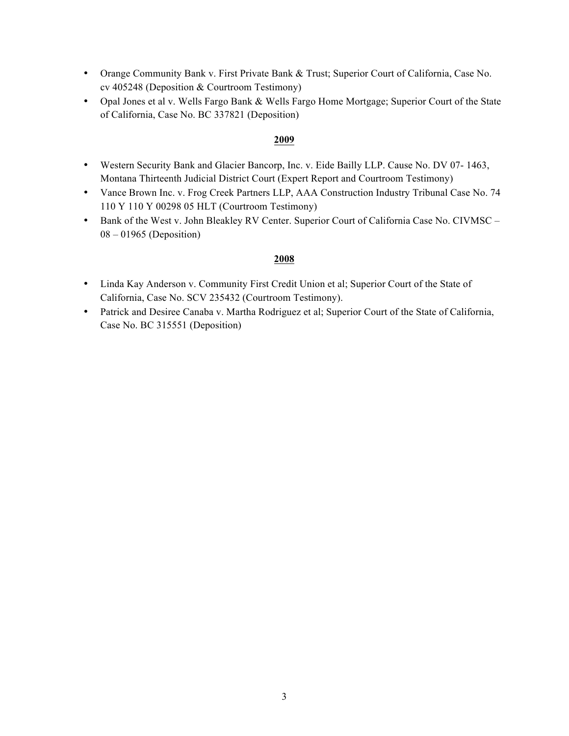- Orange Community Bank v. First Private Bank & Trust; Superior Court of California, Case No. cv 405248 (Deposition & Courtroom Testimony)
- Opal Jones et al v. Wells Fargo Bank & Wells Fargo Home Mortgage; Superior Court of the State of California, Case No. BC 337821 (Deposition)

**2009**

- Western Security Bank and Glacier Bancorp, Inc. v. Eide Bailly LLP. Cause No. DV 07- 1463, Montana Thirteenth Judicial District Court (Expert Report and Courtroom Testimony)
- Vance Brown Inc. v. Frog Creek Partners LLP, AAA Construction Industry Tribunal Case No. 74 110 Y 110 Y 00298 05 HLT (Courtroom Testimony)
- Bank of the West v. John Bleakley RV Center. Superior Court of California Case No. CIVMSC – 08 – 01965 (Deposition)

**2008**

- Linda Kay Anderson v. Community First Credit Union et al; Superior Court of the State of California, Case No. SCV 235432 (Courtroom Testimony).
- Patrick and Desiree Canaba v. Martha Rodriguez et al; Superior Court of the State of California, Case No. BC 315551 (Deposition)